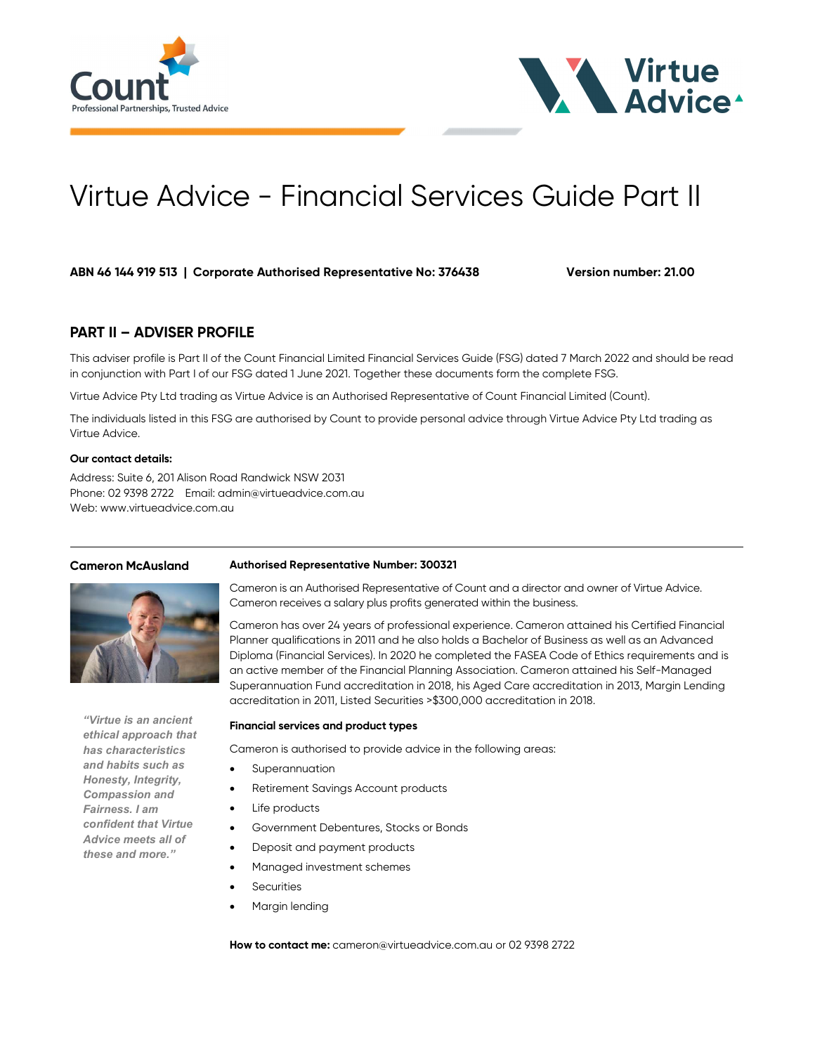# Virtue Advice - Financial Services Guide Part II

**ABN 46 144 919 513 | Corporate Authorised Representative No: 376438** **Version number: 21.00**

## PART II – ADVISER PROFILE

This adviser profile is Part II of the Count Financial Limited Financial Services Guide (FSG) dated 7 March 2022 and should be read in conjunction with Part I of our FSG dated 1 June 2021. Together these documents form the complete FSG.

Virtue Advice Pty Ltd trading as Virtue Advice is an Authorised Representative of Count Financial Limited (Count).

The individuals listed in this FSG are authorised by Count to provide personal advice through Virtue Advice Pty Ltd trading as Virtue Advice.

**Our contact details:**

Address: Suite 6, 201 Alison Road Randwick NSW 2031
Phone: 02 9398 2722 Email: admin@virtueadvice.com.au
Web: www.virtueadvice.com.au

---

### Cameron McAusland

*"Virtue is an ancient ethical approach that has characteristics and habits such as Honesty, Integrity, Compassion and Fairness. I am confident that Virtue Advice meets all of these and more."*

**Authorised Representative Number: 300321**

Cameron is an Authorised Representative of Count and a director and owner of Virtue Advice. Cameron receives a salary plus profits generated within the business.

Cameron has over 24 years of professional experience. Cameron attained his Certified Financial Planner qualifications in 2011 and he also holds a Bachelor of Business as well as an Advanced Diploma (Financial Services). In 2020 he completed the FASEA Code of Ethics requirements and is an active member of the Financial Planning Association. Cameron attained his Self-Managed Superannuation Fund accreditation in 2018, his Aged Care accreditation in 2013, Margin Lending accreditation in 2011, Listed Securities >$300,000 accreditation in 2018.

**Financial services and product types**

Cameron is authorised to provide advice in the following areas:

- Superannuation
- Retirement Savings Account products
- Life products
- Government Debentures, Stocks or Bonds
- Deposit and payment products
- Managed investment schemes
- Securities
- Margin lending

**How to contact me:** cameron@virtueadvice.com.au or 02 9398 2722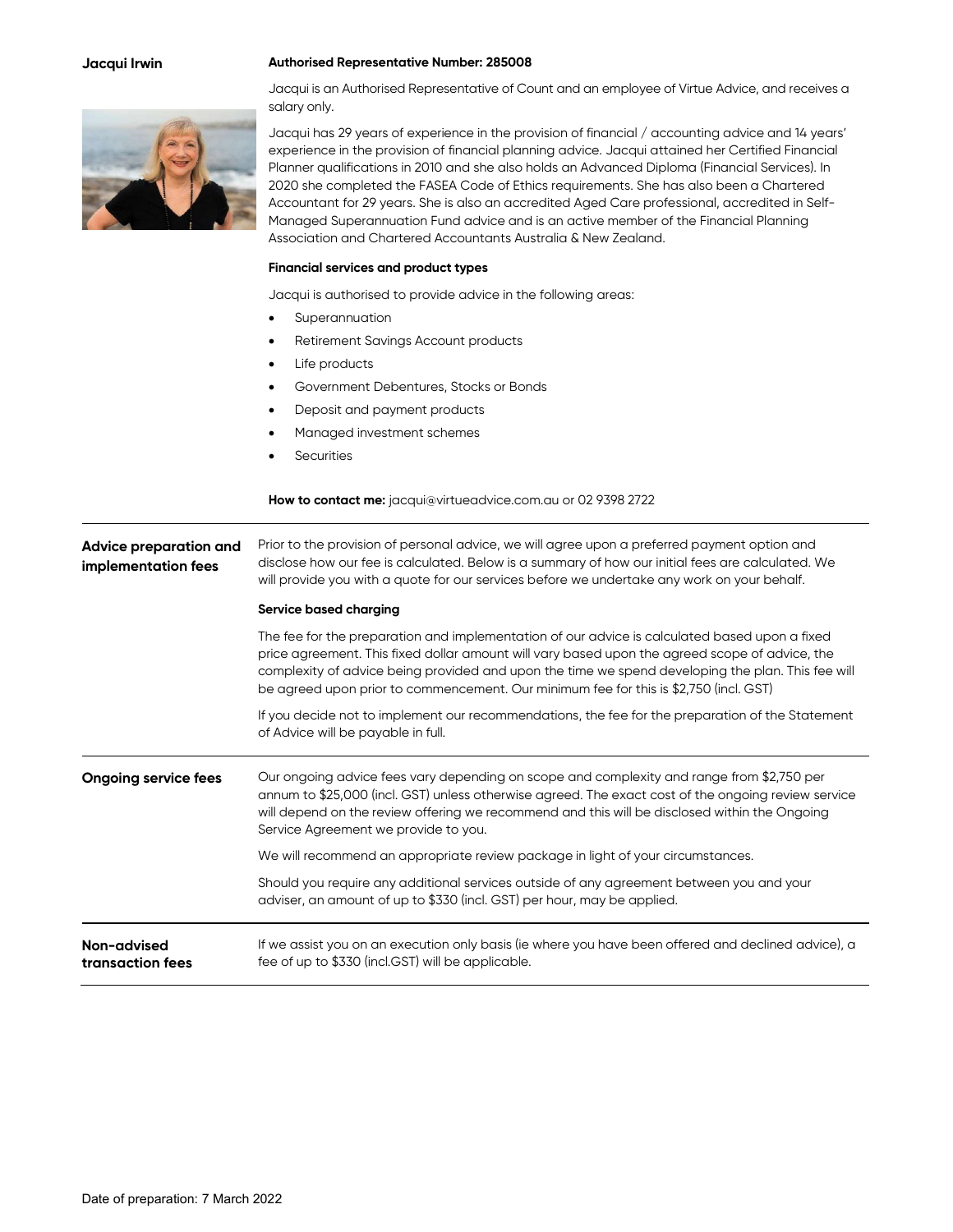## Jacqui Irwin

**Authorised Representative Number: 285008**

Jacqui is an Authorised Representative of Count and an employee of Virtue Advice, and receives a salary only.

Jacqui has 29 years of experience in the provision of financial / accounting advice and 14 years' experience in the provision of financial planning advice. Jacqui attained her Certified Financial Planner qualifications in 2010 and she also holds an Advanced Diploma (Financial Services). In 2020 she completed the FASEA Code of Ethics requirements. She has also been a Chartered Accountant for 29 years. She is also an accredited Aged Care professional, accredited in Self-Managed Superannuation Fund advice and is an active member of the Financial Planning Association and Chartered Accountants Australia & New Zealand.

**Financial services and product types**

Jacqui is authorised to provide advice in the following areas:

- Superannuation
- Retirement Savings Account products
- Life products
- Government Debentures, Stocks or Bonds
- Deposit and payment products
- Managed investment schemes
- Securities

**How to contact me:** jacqui@virtueadvice.com.au or 02 9398 2722

---

**Advice preparation and implementation fees**

Prior to the provision of personal advice, we will agree upon a preferred payment option and disclose how our fee is calculated. Below is a summary of how our initial fees are calculated. We will provide you with a quote for our services before we undertake any work on your behalf.

**Service based charging**

The fee for the preparation and implementation of our advice is calculated based upon a fixed price agreement. This fixed dollar amount will vary based upon the agreed scope of advice, the complexity of advice being provided and upon the time we spend developing the plan. This fee will be agreed upon prior to commencement. Our minimum fee for this is $2,750 (incl. GST)

If you decide not to implement our recommendations, the fee for the preparation of the Statement of Advice will be payable in full.

---

**Ongoing service fees**

Our ongoing advice fees vary depending on scope and complexity and range from $2,750 per annum to $25,000 (incl. GST) unless otherwise agreed. The exact cost of the ongoing review service will depend on the review offering we recommend and this will be disclosed within the Ongoing Service Agreement we provide to you.

We will recommend an appropriate review package in light of your circumstances.

Should you require any additional services outside of any agreement between you and your adviser, an amount of up to $330 (incl. GST) per hour, may be applied.

---

**Non-advised transaction fees**

If we assist you on an execution only basis (ie where you have been offered and declined advice), a fee of up to $330 (incl.GST) will be applicable.

---

Date of preparation: 7 March 2022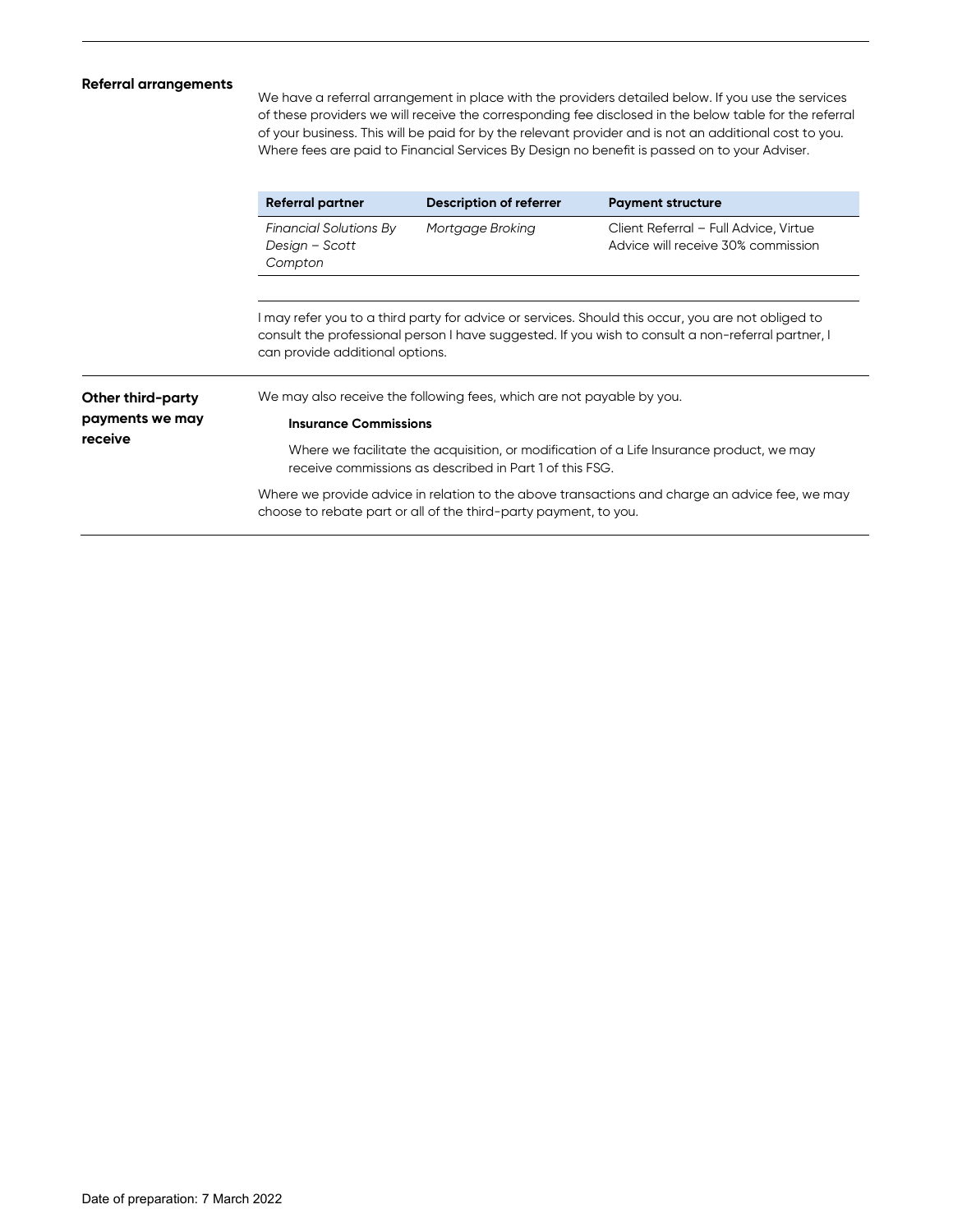**Referral arrangements**

We have a referral arrangement in place with the providers detailed below. If you use the services of these providers we will receive the corresponding fee disclosed in the below table for the referral of your business. This will be paid for by the relevant provider and is not an additional cost to you. Where fees are paid to Financial Services By Design no benefit is passed on to your Adviser.

| Referral partner | Description of referrer | Payment structure |
|---|---|---|
| *Financial Solutions By Design – Scott Compton* | *Mortgage Broking* | Client Referral – Full Advice, Virtue Advice will receive 30% commission |

I may refer you to a third party for advice or services. Should this occur, you are not obliged to consult the professional person I have suggested. If you wish to consult a non-referral partner, I can provide additional options.

**Other third-party payments we may receive**

We may also receive the following fees, which are not payable by you.

**Insurance Commissions**

Where we facilitate the acquisition, or modification of a Life Insurance product, we may receive commissions as described in Part 1 of this FSG.

Where we provide advice in relation to the above transactions and charge an advice fee, we may choose to rebate part or all of the third-party payment, to you.

Date of preparation: 7 March 2022